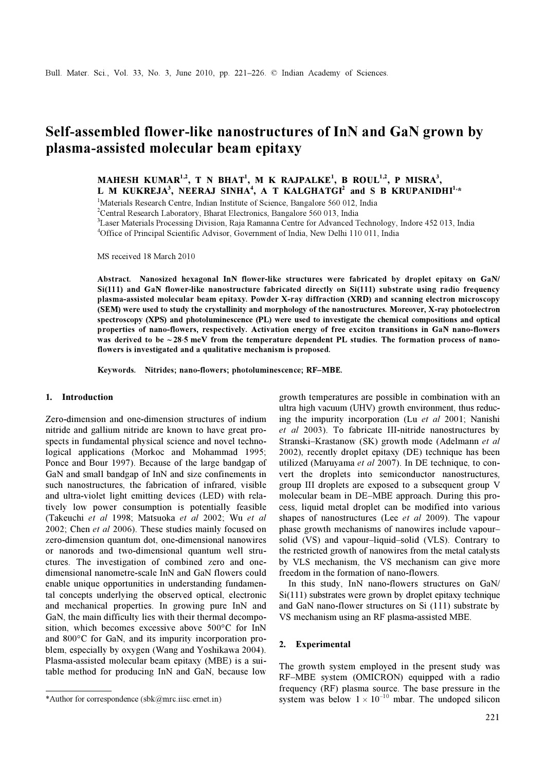# Self-assembled flower-like nanostructures of InN and GaN grown by plasma-assisted molecular beam epitaxy

**MAHESH KUMAR[1,2], T N BHAT[1], M K RAJPALKE[1], B ROUL[1,2], P MISRA[3], L M KUKREJA[3], NEERAJ SINHA[4], A T KALGHATGI[2] and S B KRUPANIDHI[1,*]**

[1]Materials Research Centre, Indian Institute of Science, Bangalore 560 012, India
[2]Central Research Laboratory, Bharat Electronics, Bangalore 560 013, India
[3]Laser Materials Processing Division, Raja Ramanna Centre for Advanced Technology, Indore 452 013, India
[4]Office of Principal Scientific Advisor, Government of India, New Delhi 110 011, India

MS received 18 March 2010

**Abstract.** **Nanosized hexagonal InN flower-like structures were fabricated by droplet epitaxy on GaN/Si(111) and GaN flower-like nanostructure fabricated directly on Si(111) substrate using radio frequency plasma-assisted molecular beam epitaxy. Powder X-ray diffraction (XRD) and scanning electron microscopy (SEM) were used to study the crystallinity and morphology of the nanostructures. Moreover, X-ray photoelectron spectroscopy (XPS) and photoluminescence (PL) were used to investigate the chemical compositions and optical properties of nano-flowers, respectively. Activation energy of free exciton transitions in GaN nano-flowers was derived to be ~28·5 meV from the temperature dependent PL studies. The formation process of nano-flowers is investigated and a qualitative mechanism is proposed.**

**Keywords.** **Nitrides; nano-flowers; photoluminescence; RF–MBE.**

## 1. Introduction

Zero-dimension and one-dimension structures of indium nitride and gallium nitride are known to have great prospects in fundamental physical science and novel technological applications (Morkoc and Mohammad 1995; Ponce and Bour 1997). Because of the large bandgap of GaN and small bandgap of InN and size confinements in such nanostructures, the fabrication of infrared, visible and ultra-violet light emitting devices (LED) with relatively low power consumption is potentially feasible (Takeuchi *et al* 1998; Matsuoka *et al* 2002; Wu *et al* 2002; Chen *et al* 2006). These studies mainly focused on zero-dimension quantum dot, one-dimensional nanowires or nanorods and two-dimensional quantum well structures. The investigation of combined zero and one-dimensional nanometre-scale InN and GaN flowers could enable unique opportunities in understanding fundamental concepts underlying the observed optical, electronic and mechanical properties. In growing pure InN and GaN, the main difficulty lies with their thermal decomposition, which becomes excessive above 500°C for InN and 800°C for GaN, and its impurity incorporation problem, especially by oxygen (Wang and Yoshikawa 2004). Plasma-assisted molecular beam epitaxy (MBE) is a suitable method for producing InN and GaN, because low growth temperatures are possible in combination with an ultra high vacuum (UHV) growth environment, thus reducing the impurity incorporation (Lu *et al* 2001; Nanishi *et al* 2003). To fabricate III-nitride nanostructures by Stranski–Krastanow (SK) growth mode (Adelmann *et al* 2002), recently droplet epitaxy (DE) technique has been utilized (Maruyama *et al* 2007). In DE technique, to convert the droplets into semiconductor nanostructures, group III droplets are exposed to a subsequent group V molecular beam in DE–MBE approach. During this process, liquid metal droplet can be modified into various shapes of nanostructures (Lee *et al* 2009). The vapour phase growth mechanisms of nanowires include vapour–solid (VS) and vapour–liquid–solid (VLS). Contrary to the restricted growth of nanowires from the metal catalysts by VLS mechanism, the VS mechanism can give more freedom in the formation of nano-flowers.

In this study, InN nano-flowers structures on GaN/Si(111) substrates were grown by droplet epitaxy technique and GaN nano-flower structures on Si (111) substrate by VS mechanism using an RF plasma-assisted MBE.

## 2. Experimental

The growth system employed in the present study was RF–MBE system (OMICRON) equipped with a radio frequency (RF) plasma source. The base pressure in the system was below $1 \times 10^{-10}$ mbar. The undoped silicon

*Author for correspondence (sbk@mrc.iisc.ernet.in)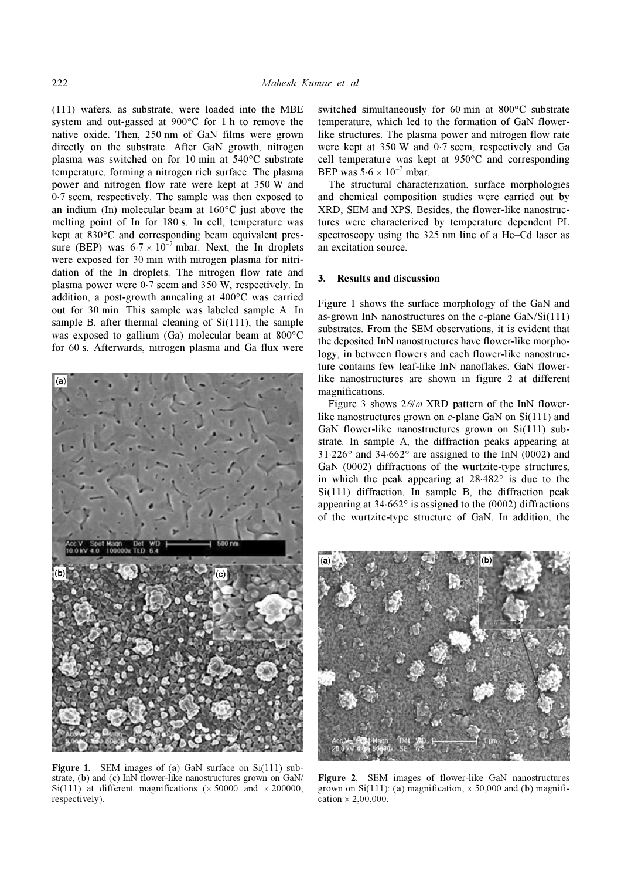(111) wafers, as substrate, were loaded into the MBE system and out-gassed at 900°C for 1 h to remove the native oxide. Then, 250 nm of GaN films were grown directly on the substrate. After GaN growth, nitrogen plasma was switched on for 10 min at 540°C substrate temperature, forming a nitrogen rich surface. The plasma power and nitrogen flow rate were kept at 350 W and 0·7 sccm, respectively. The sample was then exposed to an indium (In) molecular beam at 160°C just above the melting point of In for 180 s. In cell, temperature was kept at 830°C and corresponding beam equivalent pressure (BEP) was $6{\cdot}7 \times 10^{-7}$ mbar. Next, the In droplets were exposed for 30 min with nitrogen plasma for nitridation of the In droplets. The nitrogen flow rate and plasma power were 0·7 sccm and 350 W, respectively. In addition, a post-growth annealing at 400°C was carried out for 30 min. This sample was labeled sample A. In sample B, after thermal cleaning of Si(111), the sample was exposed to gallium (Ga) molecular beam at 800°C for 60 s. Afterwards, nitrogen plasma and Ga flux were switched simultaneously for 60 min at 800°C substrate temperature, which led to the formation of GaN flower-like structures. The plasma power and nitrogen flow rate were kept at 350 W and 0·7 sccm, respectively and Ga cell temperature was kept at 950°C and corresponding BEP was $5{\cdot}6 \times 10^{-7}$ mbar.

The structural characterization, surface morphologies and chemical composition studies were carried out by XRD, SEM and XPS. Besides, the flower-like nanostructures were characterized by temperature dependent PL spectroscopy using the 325 nm line of a He–Cd laser as an excitation source.

## 3. Results and discussion

Figure 1 shows the surface morphology of the GaN and as-grown InN nanostructures on the *c*-plane GaN/Si(111) substrates. From the SEM observations, it is evident that the deposited InN nanostructures have flower-like morphology, in between flowers and each flower-like nanostructure contains few leaf-like InN nanoflakes. GaN flower-like nanostructures are shown in figure 2 at different magnifications.

Figure 3 shows $2\theta/\omega$ XRD pattern of the InN flower-like nanostructures grown on *c*-plane GaN on Si(111) and GaN flower-like nanostructures grown on Si(111) substrate. In sample A, the diffraction peaks appearing at 31·226° and 34·662° are assigned to the InN (0002) and GaN (0002) diffractions of the wurtzite-type structures, in which the peak appearing at 28·482° is due to the Si(111) diffraction. In sample B, the diffraction peak appearing at 34·662° is assigned to the (0002) diffractions of the wurtzite-type structure of GaN. In addition, the

**Figure 1.** SEM images of (**a**) GaN surface on Si(111) substrate, (**b**) and (**c**) InN flower-like nanostructures grown on GaN/Si(111) at different magnifications (× 50000 and × 200000, respectively).

**Figure 2.** SEM images of flower-like GaN nanostructures grown on Si(111): (**a**) magnification, × 50,000 and (**b**) magnification × 2,00,000.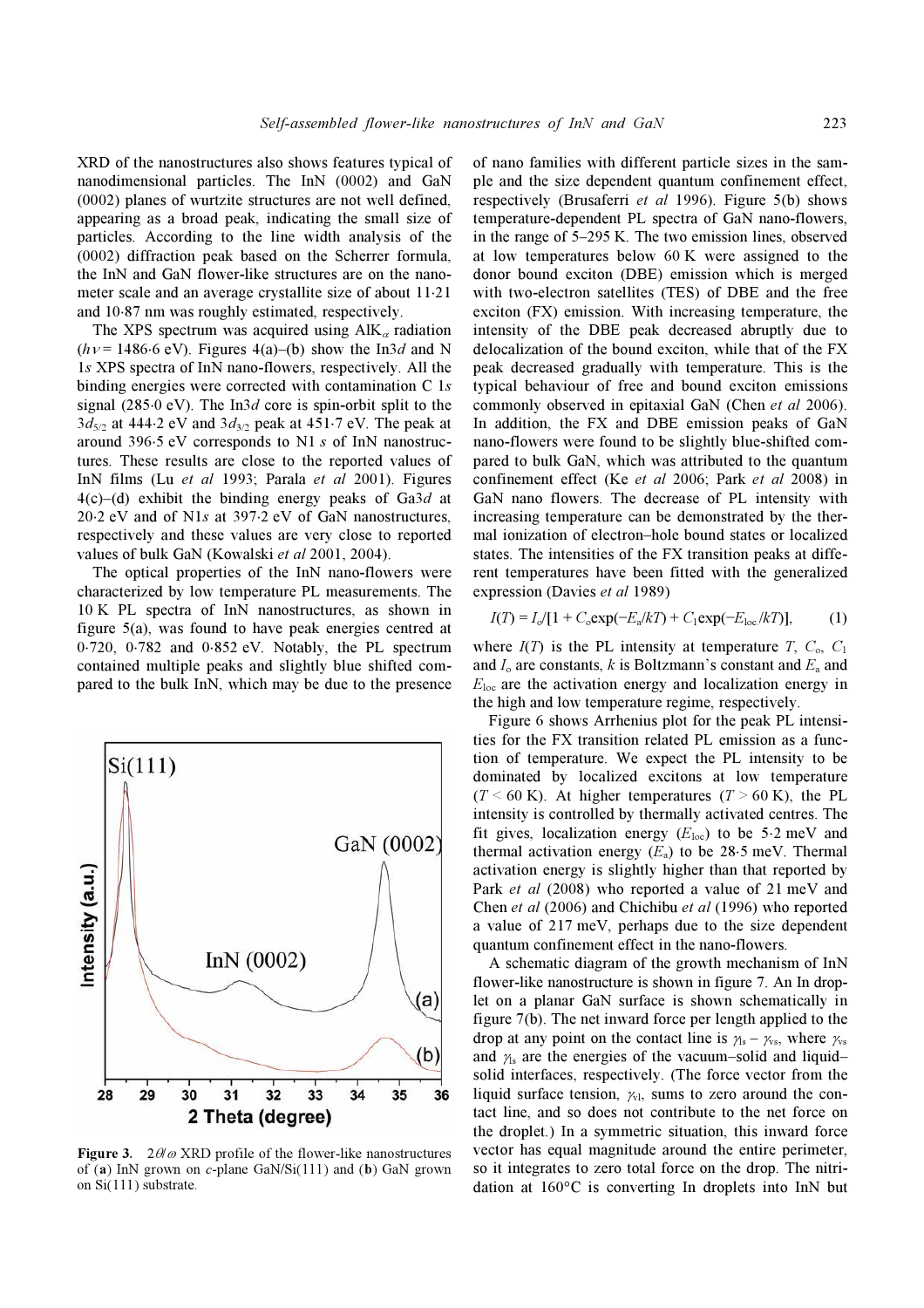XRD of the nanostructures also shows features typical of nanodimensional particles. The InN (0002) and GaN (0002) planes of wurtzite structures are not well defined, appearing as a broad peak, indicating the small size of particles. According to the line width analysis of the (0002) diffraction peak based on the Scherrer formula, the InN and GaN flower-like structures are on the nanometer scale and an average crystallite size of about 11·21 and 10·87 nm was roughly estimated, respectively.

The XPS spectrum was acquired using $AlK_\alpha$ radiation ($h\nu = 1486{\cdot}6$ eV). Figures 4(a)–(b) show the In3*d* and N 1*s* XPS spectra of InN nano-flowers, respectively. All the binding energies were corrected with contamination C 1*s* signal (285·0 eV). The In3*d* core is spin-orbit split to the $3d_{5/2}$ at 444·2 eV and $3d_{3/2}$ peak at 451·7 eV. The peak at around 396·5 eV corresponds to N1 *s* of InN nanostructures. These results are close to the reported values of InN films (Lu *et al* 1993; Parala *et al* 2001). Figures 4(c)–(d) exhibit the binding energy peaks of Ga3*d* at 20·2 eV and of N1*s* at 397·2 eV of GaN nanostructures, respectively and these values are very close to reported values of bulk GaN (Kowalski *et al* 2001, 2004).

The optical properties of the InN nano-flowers were characterized by low temperature PL measurements. The 10 K PL spectra of InN nanostructures, as shown in figure 5(a), was found to have peak energies centred at 0·720, 0·782 and 0·852 eV. Notably, the PL spectrum contained multiple peaks and slightly blue shifted compared to the bulk InN, which may be due to the presence of nano families with different particle sizes in the sample and the size dependent quantum confinement effect, respectively (Brusaferri *et al* 1996). Figure 5(b) shows temperature-dependent PL spectra of GaN nano-flowers, in the range of 5–295 K. The two emission lines, observed at low temperatures below 60 K were assigned to the donor bound exciton (DBE) emission which is merged with two-electron satellites (TES) of DBE and the free exciton (FX) emission. With increasing temperature, the intensity of the DBE peak decreased abruptly due to delocalization of the bound exciton, while that of the FX peak decreased gradually with temperature. This is the typical behaviour of free and bound exciton emissions commonly observed in epitaxial GaN (Chen *et al* 2006). In addition, the FX and DBE emission peaks of GaN nano-flowers were found to be slightly blue-shifted compared to bulk GaN, which was attributed to the quantum confinement effect (Ke *et al* 2006; Park *et al* 2008) in GaN nano flowers. The decrease of PL intensity with increasing temperature can be demonstrated by the thermal ionization of electron–hole bound states or localized states. The intensities of the FX transition peaks at different temperatures have been fitted with the generalized expression (Davies *et al* 1989)

$$I(T) = I_o/[1 + C_o\exp(-E_a/kT) + C_1\exp(-E_{loc}/kT)], \quad (1)$$

where $I(T)$ is the PL intensity at temperature $T$, $C_o$, $C_1$ and $I_o$ are constants, $k$ is Boltzmann's constant and $E_a$ and $E_{loc}$ are the activation energy and localization energy in the high and low temperature regime, respectively.

Figure 6 shows Arrhenius plot for the peak PL intensities for the FX transition related PL emission as a function of temperature. We expect the PL intensity to be dominated by localized excitons at low temperature ($T < 60$ K). At higher temperatures ($T > 60$ K), the PL intensity is controlled by thermally activated centres. The fit gives, localization energy ($E_{loc}$) to be 5·2 meV and thermal activation energy ($E_a$) to be 28·5 meV. Thermal activation energy is slightly higher than that reported by Park *et al* (2008) who reported a value of 21 meV and Chen *et al* (2006) and Chichibu *et al* (1996) who reported a value of 217 meV, perhaps due to the size dependent quantum confinement effect in the nano-flowers.

A schematic diagram of the growth mechanism of InN flower-like nanostructure is shown in figure 7. An In droplet on a planar GaN surface is shown schematically in figure 7(b). The net inward force per length applied to the drop at any point on the contact line is $\gamma_{ls} - \gamma_{vs}$, where $\gamma_{vs}$ and $\gamma_{ls}$ are the energies of the vacuum–solid and liquid–solid interfaces, respectively. (The force vector from the liquid surface tension, $\gamma_{vl}$, sums to zero around the contact line, and so does not contribute to the net force on the droplet.) In a symmetric situation, this inward force vector has equal magnitude around the entire perimeter, so it integrates to zero total force on the drop. The nitridation at 160°C is converting In droplets into InN but

**Figure 3.** $2\theta/\omega$ XRD profile of the flower-like nanostructures of (**a**) InN grown on *c*-plane GaN/Si(111) and (**b**) GaN grown on Si(111) substrate.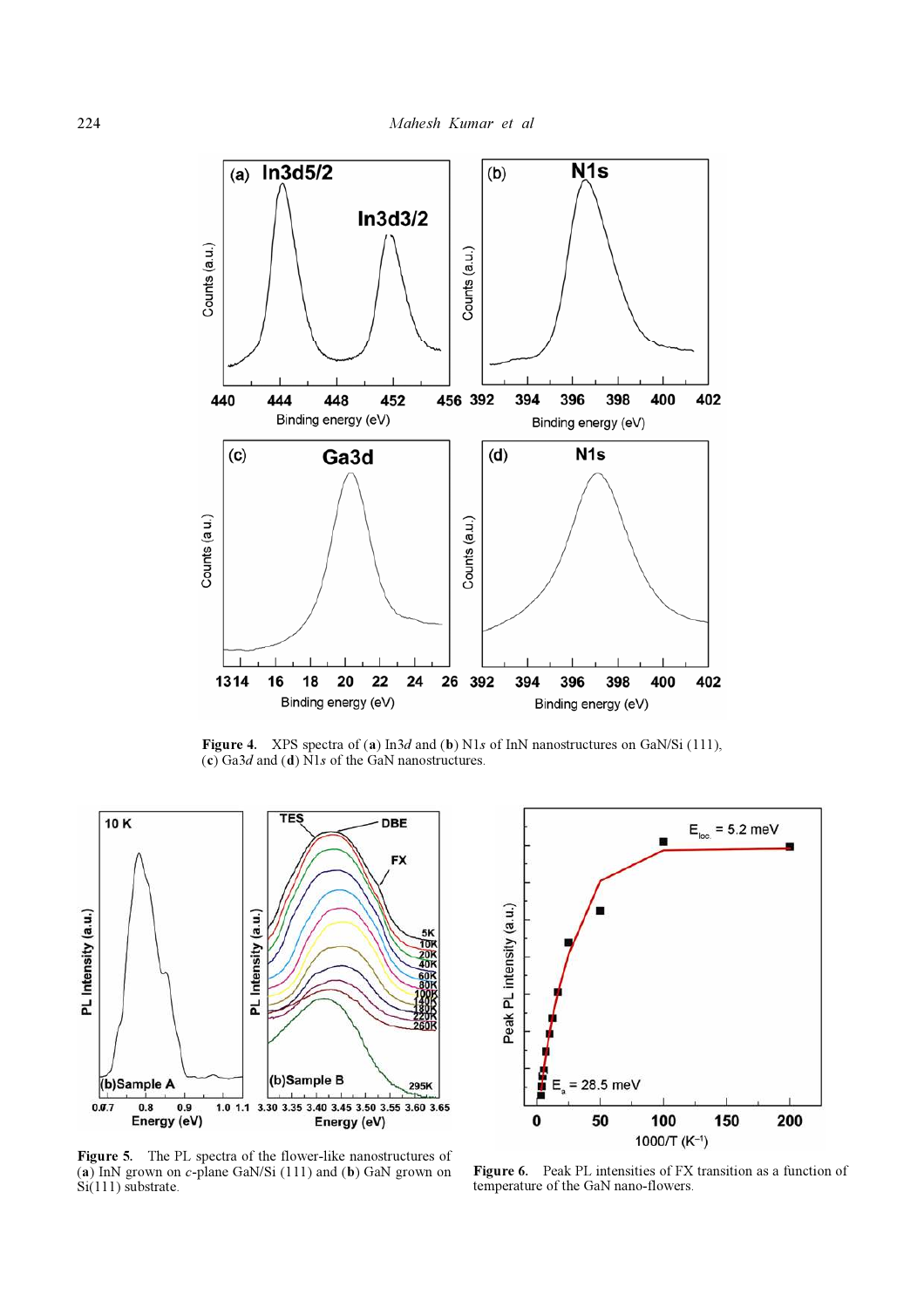**Figure 4.** XPS spectra of (**a**) In3*d* and (**b**) N1*s* of InN nanostructures on GaN/Si (111), (**c**) Ga3*d* and (**d**) N1*s* of the GaN nanostructures.

**Figure 5.** The PL spectra of the flower-like nanostructures of (**a**) InN grown on *c*-plane GaN/Si (111) and (**b**) GaN grown on Si(111) substrate.

**Figure 6.** Peak PL intensities of FX transition as a function of temperature of the GaN nano-flowers.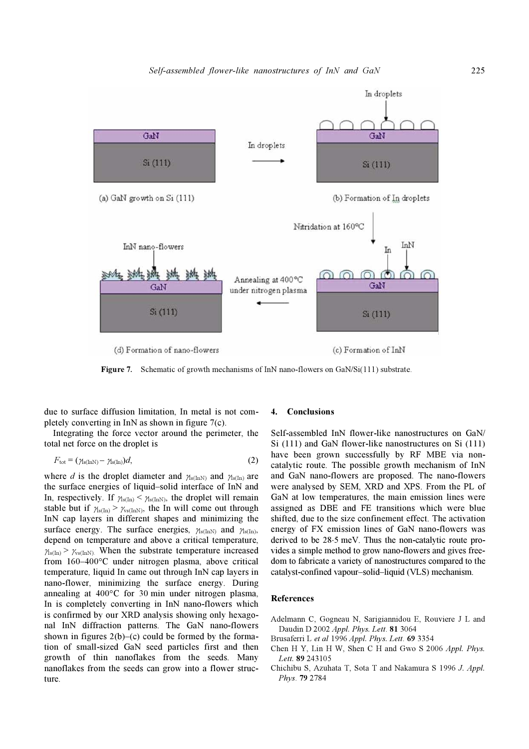Figure 7. Schematic of growth mechanisms of InN nano-flowers on GaN/Si(111) substrate.

due to surface diffusion limitation, In metal is not completely converting in InN as shown in figure 7(c).

Integrating the force vector around the perimeter, the total net force on the droplet is

$$F_{tot} = (\gamma_{ls(InN)} - \gamma_{ls(In)})d, \tag{2}$$

where $d$ is the droplet diameter and $\gamma_{ls(InN)}$ and $\gamma_{ls(In)}$ are the surface energies of liquid–solid interface of InN and In, respectively. If $\gamma_{ls(In)} < \gamma_{ls(InN)}$, the droplet will remain stable but if $\gamma_{ls(In)} > \gamma_{vs(InN)}$, the In will come out through InN cap layers in different shapes and minimizing the surface energy. The surface energies, $\gamma_{ls(InN)}$ and $\gamma_{ls(In)}$, depend on temperature and above a critical temperature, $\gamma_{ls(In)} > \gamma_{vs(InN)}$. When the substrate temperature increased from 160–400°C under nitrogen plasma, above critical temperature, liquid In came out through InN cap layers in nano-flower, minimizing the surface energy. During annealing at 400°C for 30 min under nitrogen plasma, In is completely converting in InN nano-flowers which is confirmed by our XRD analysis showing only hexagonal InN diffraction patterns. The GaN nano-flowers shown in figures 2(b)–(c) could be formed by the formation of small-sized GaN seed particles first and then growth of thin nanoflakes from the seeds. Many nanoflakes from the seeds can grow into a flower structure.

## 4. Conclusions

Self-assembled InN flower-like nanostructures on GaN/Si (111) and GaN flower-like nanostructures on Si (111) have been grown successfully by RF MBE via non-catalytic route. The possible growth mechanism of InN and GaN nano-flowers are proposed. The nano-flowers were analysed by SEM, XRD and XPS. From the PL of GaN at low temperatures, the main emission lines were assigned as DBE and FE transitions which were blue shifted, due to the size confinement effect. The activation energy of FX emission lines of GaN nano-flowers was derived to be 28·5 meV. Thus the non-catalytic route provides a simple method to grow nano-flowers and gives freedom to fabricate a variety of nanostructures compared to the catalyst-confined vapour–solid–liquid (VLS) mechanism.

## References

Adelmann C, Gogneau N, Sarigiannidou E, Rouviere J L and Daudin D 2002 *Appl. Phys. Lett.* **81** 3064

Brusaferri L *et al* 1996 *Appl. Phys. Lett.* **69** 3354

Chen H Y, Lin H W, Shen C H and Gwo S 2006 *Appl. Phys. Lett.* **89** 243105

Chichibu S, Azuhata T, Sota T and Nakamura S 1996 *J. Appl. Phys.* **79** 2784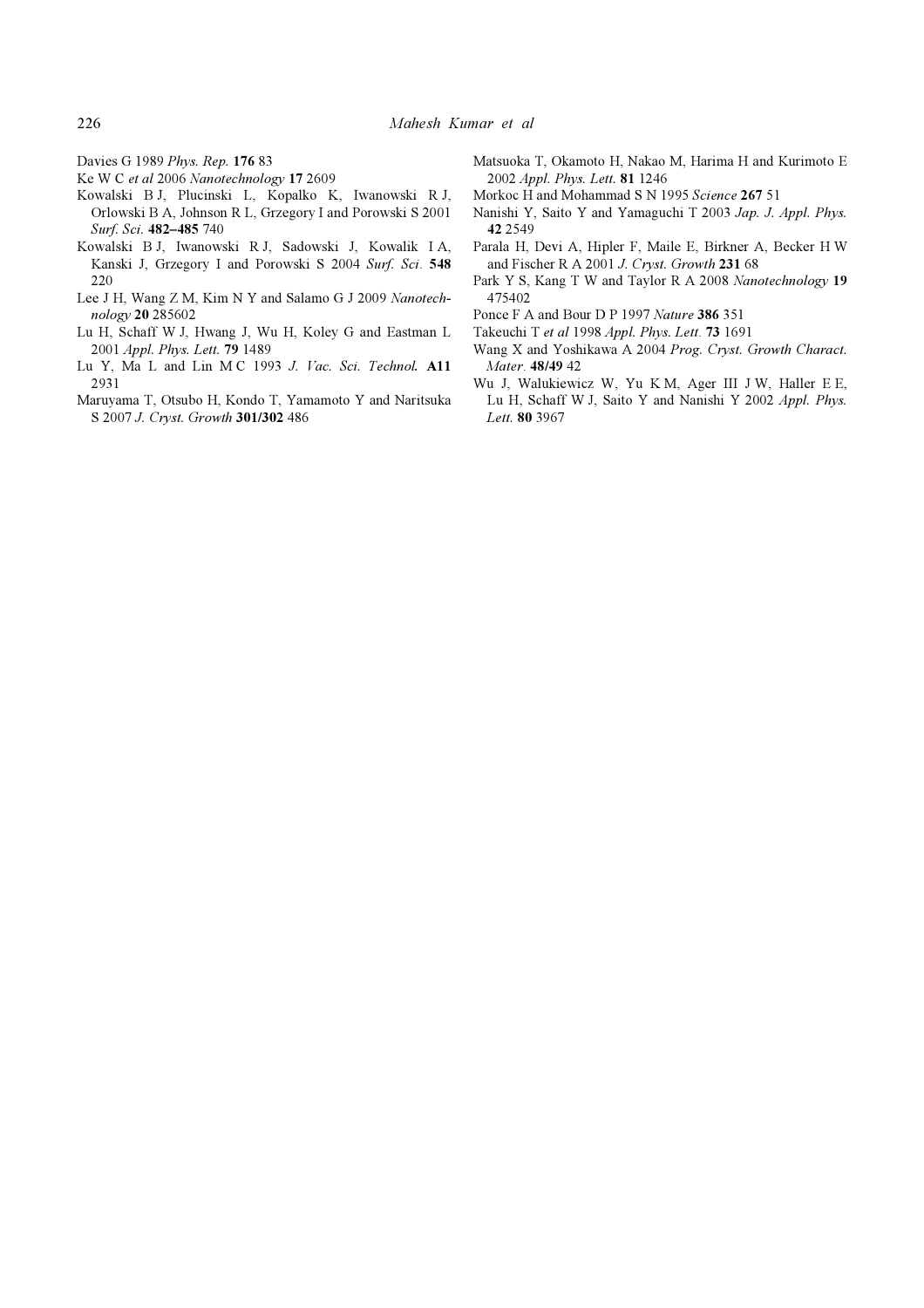Davies G 1989 *Phys. Rep.* **176** 83

Ke W C *et al* 2006 *Nanotechnology* **17** 2609

Kowalski B J, Plucinski L, Kopalko K, Iwanowski R J, Orlowski B A, Johnson R L, Grzegory I and Porowski S 2001 *Surf. Sci.* **482–485** 740

Kowalski B J, Iwanowski R J, Sadowski J, Kowalik I A, Kanski J, Grzegory I and Porowski S 2004 *Surf. Sci.* **548** 220

Lee J H, Wang Z M, Kim N Y and Salamo G J 2009 *Nanotechnology* **20** 285602

Lu H, Schaff W J, Hwang J, Wu H, Koley G and Eastman L 2001 *Appl. Phys. Lett.* **79** 1489

Lu Y, Ma L and Lin M C 1993 *J. Vac. Sci. Technol.* **A11** 2931

Maruyama T, Otsubo H, Kondo T, Yamamoto Y and Naritsuka S 2007 *J. Cryst. Growth* **301/302** 486

Matsuoka T, Okamoto H, Nakao M, Harima H and Kurimoto E 2002 *Appl. Phys. Lett.* **81** 1246

Morkoc H and Mohammad S N 1995 *Science* **267** 51

Nanishi Y, Saito Y and Yamaguchi T 2003 *Jap. J. Appl. Phys.* **42** 2549

Parala H, Devi A, Hipler F, Maile E, Birkner A, Becker H W and Fischer R A 2001 *J. Cryst. Growth* **231** 68

Park Y S, Kang T W and Taylor R A 2008 *Nanotechnology* **19** 475402

Ponce F A and Bour D P 1997 *Nature* **386** 351

Takeuchi T *et al* 1998 *Appl. Phys. Lett.* **73** 1691

Wang X and Yoshikawa A 2004 *Prog. Cryst. Growth Charact. Mater.* **48/49** 42

Wu J, Walukiewicz W, Yu K M, Ager III J W, Haller E E, Lu H, Schaff W J, Saito Y and Nanishi Y 2002 *Appl. Phys. Lett.* **80** 3967